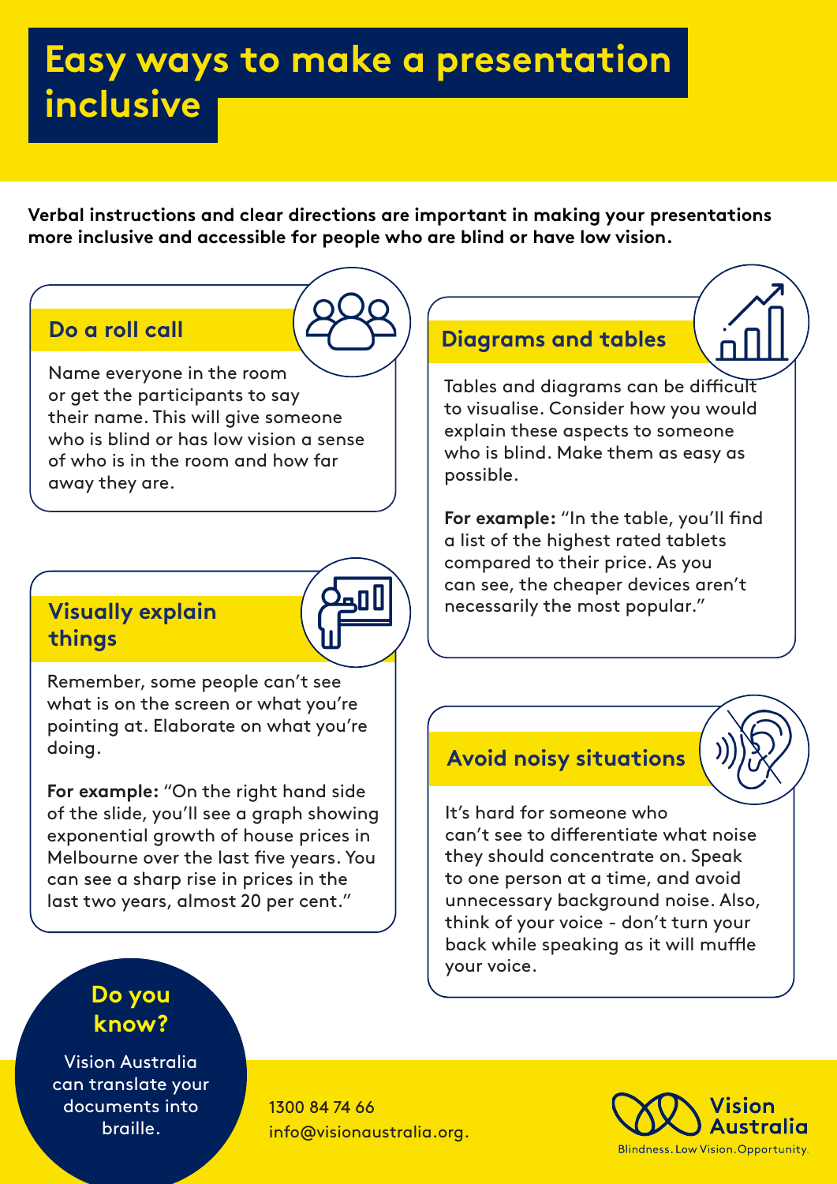# Easy ways to make a presentation inclusive

**Verbal instructions and clear directions are important in making your presentations more inclusive and accessible for people who are blind or have low vision.**

## Do a roll call

Name everyone in the room or get the participants to say their name. This will give someone who is blind or has low vision a sense of who is in the room and how far away they are.

## Visually explain things

Remember, some people can't see what is on the screen or what you're pointing at. Elaborate on what you're doing.

**For example:** "On the right hand side of the slide, you'll see a graph showing exponential growth of house prices in Melbourne over the last five years. You can see a sharp rise in prices in the last two years, almost 20 per cent."

## Diagrams and tables

Tables and diagrams can be difficult to visualise. Consider how you would explain these aspects to someone who is blind. Make them as easy as possible.

**For example:** "In the table, you'll find a list of the highest rated tablets compared to their price. As you can see, the cheaper devices aren't necessarily the most popular."

## Avoid noisy situations

It's hard for someone who can't see to differentiate what noise they should concentrate on. Speak to one person at a time, and avoid unnecessary background noise. Also, think of your voice - don't turn your back while speaking as it will muffle your voice.

## Do you know?

Vision Australia can translate your documents into braille.

1300 84 74 66
info@visionaustralia.org.

Vision Australia
Blindness. Low Vision. Opportunity.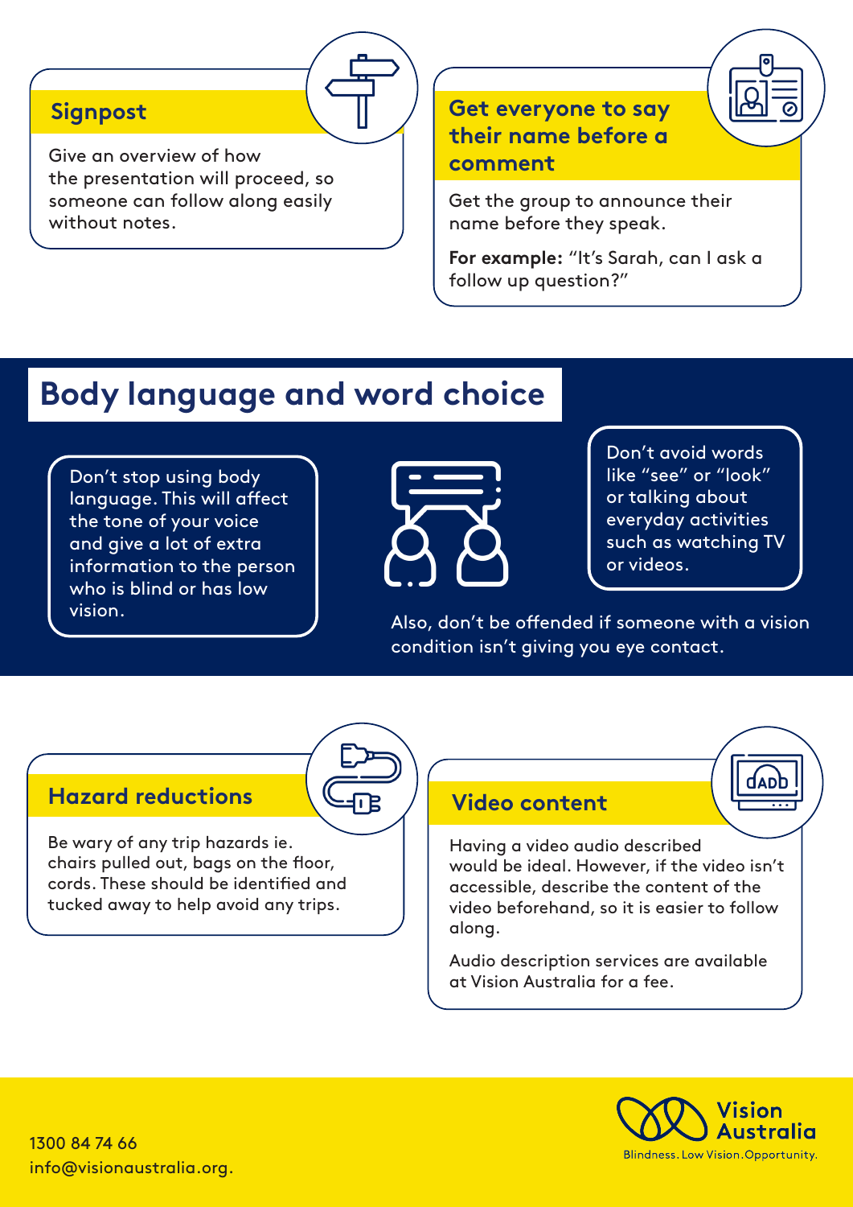### Signpost

Give an overview of how the presentation will proceed, so someone can follow along easily without notes.

### Get everyone to say their name before a comment

Get the group to announce their name before they speak.

**For example:** "It's Sarah, can I ask a follow up question?"

## Body language and word choice

Don't stop using body language. This will affect the tone of your voice and give a lot of extra information to the person who is blind or has low vision.

Don't avoid words like "see" or "look" or talking about everyday activities such as watching TV or videos.

Also, don't be offended if someone with a vision condition isn't giving you eye contact.

### Hazard reductions

Be wary of any trip hazards ie. chairs pulled out, bags on the floor, cords. These should be identified and tucked away to help avoid any trips.

### Video content

Having a video audio described would be ideal. However, if the video isn't accessible, describe the content of the video beforehand, so it is easier to follow along.

Audio description services are available at Vision Australia for a fee.

1300 84 74 66
info@visionaustralia.org.

Vision Australia
Blindness. Low Vision. Opportunity.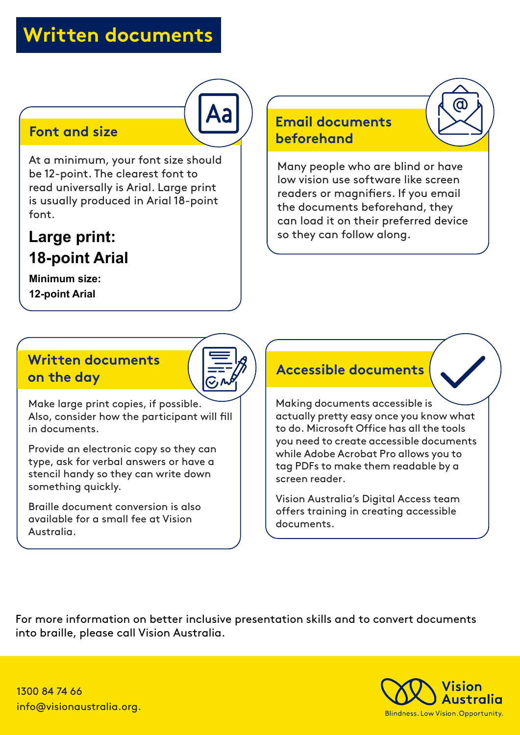# Written documents

## Font and size

At a minimum, your font size should be 12-point. The clearest font to read universally is Arial. Large print is usually produced in Arial 18-point font.

**Large print:**
**18-point Arial**

**Minimum size:**
**12-point Arial**

## Email documents beforehand

Many people who are blind or have low vision use software like screen readers or magnifiers. If you email the documents beforehand, they can load it on their preferred device so they can follow along.

## Written documents on the day

Make large print copies, if possible. Also, consider how the participant will fill in documents.

Provide an electronic copy so they can type, ask for verbal answers or have a stencil handy so they can write down something quickly.

Braille document conversion is also available for a small fee at Vision Australia.

## Accessible documents

Making documents accessible is actually pretty easy once you know what to do. Microsoft Office has all the tools you need to create accessible documents while Adobe Acrobat Pro allows you to tag PDFs to make them readable by a screen reader.

Vision Australia's Digital Access team offers training in creating accessible documents.

For more information on better inclusive presentation skills and to convert documents into braille, please call Vision Australia.

1300 84 74 66
info@visionaustralia.org.

Vision Australia
Blindness. Low Vision. Opportunity.